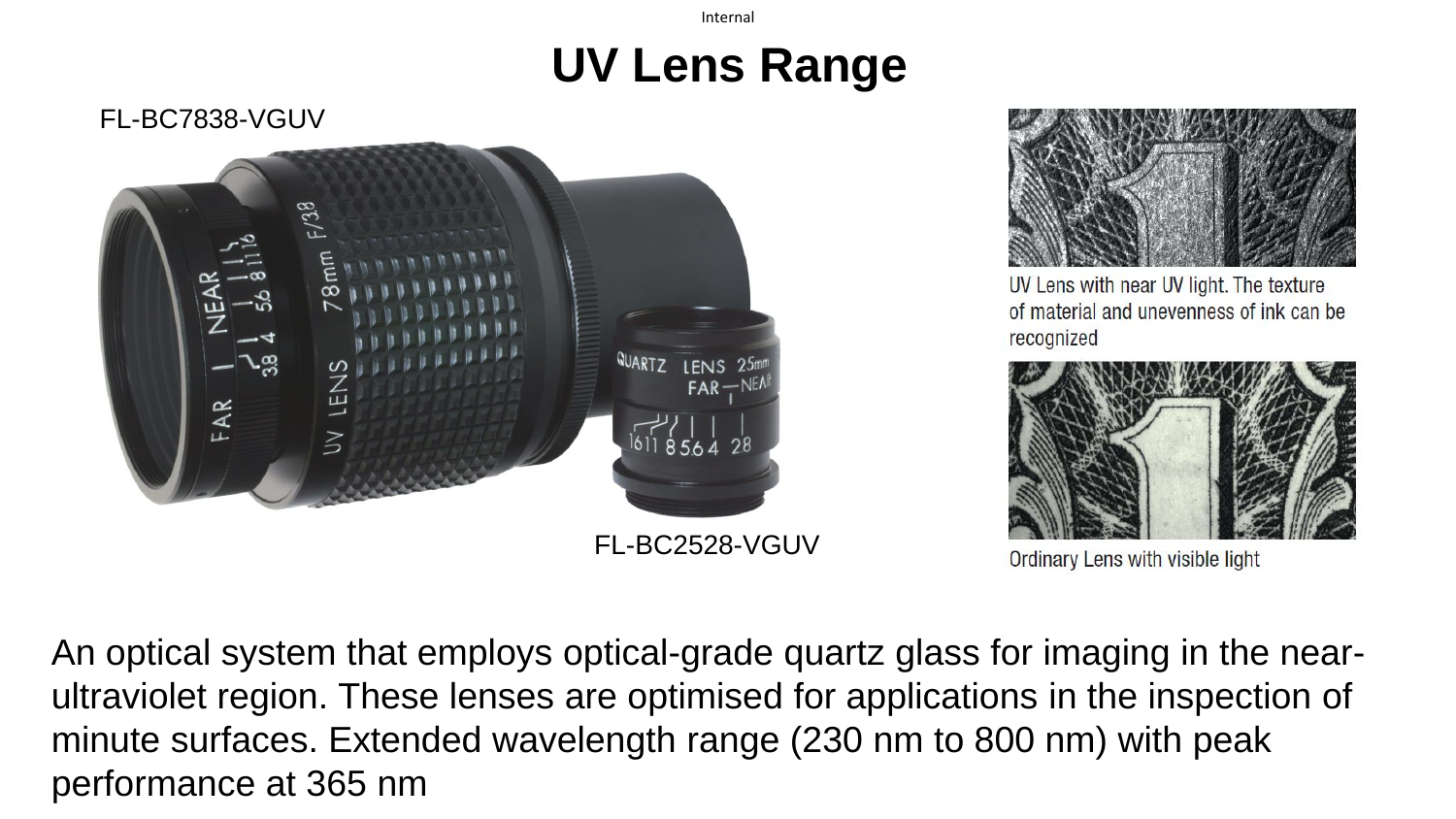# UV Lens Range

FL-BC7838-VGUV

FL-BC2528-VGUV

UV Lens with near UV light. The texture of material and unevenness of ink can be recognized

Ordinary Lens with visible light

An optical system that employs optical-grade quartz glass for imaging in the near-ultraviolet region. These lenses are optimised for applications in the inspection of minute surfaces. Extended wavelength range (230 nm to 800 nm) with peak performance at 365 nm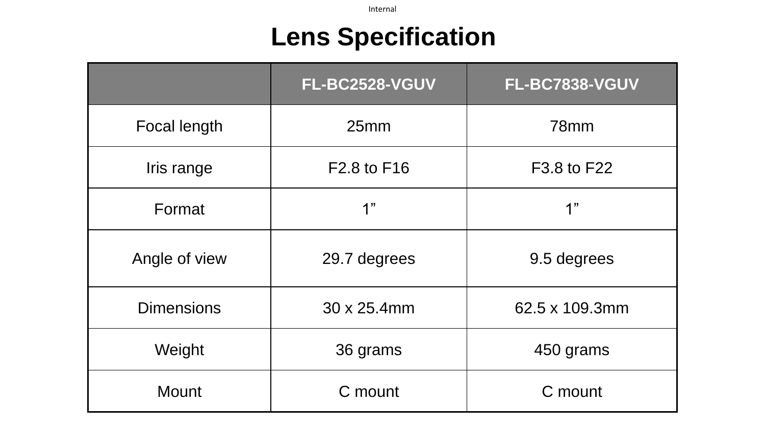# Lens Specification

| | FL-BC2528-VGUV | FL-BC7838-VGUV |
|---|---|---|
| Focal length | 25mm | 78mm |
| Iris range | F2.8 to F16 | F3.8 to F22 |
| Format | 1” | 1” |
| Angle of view | 29.7 degrees | 9.5 degrees |
| Dimensions | 30 x 25.4mm | 62.5 x 109.3mm |
| Weight | 36 grams | 450 grams |
| Mount | C mount | C mount |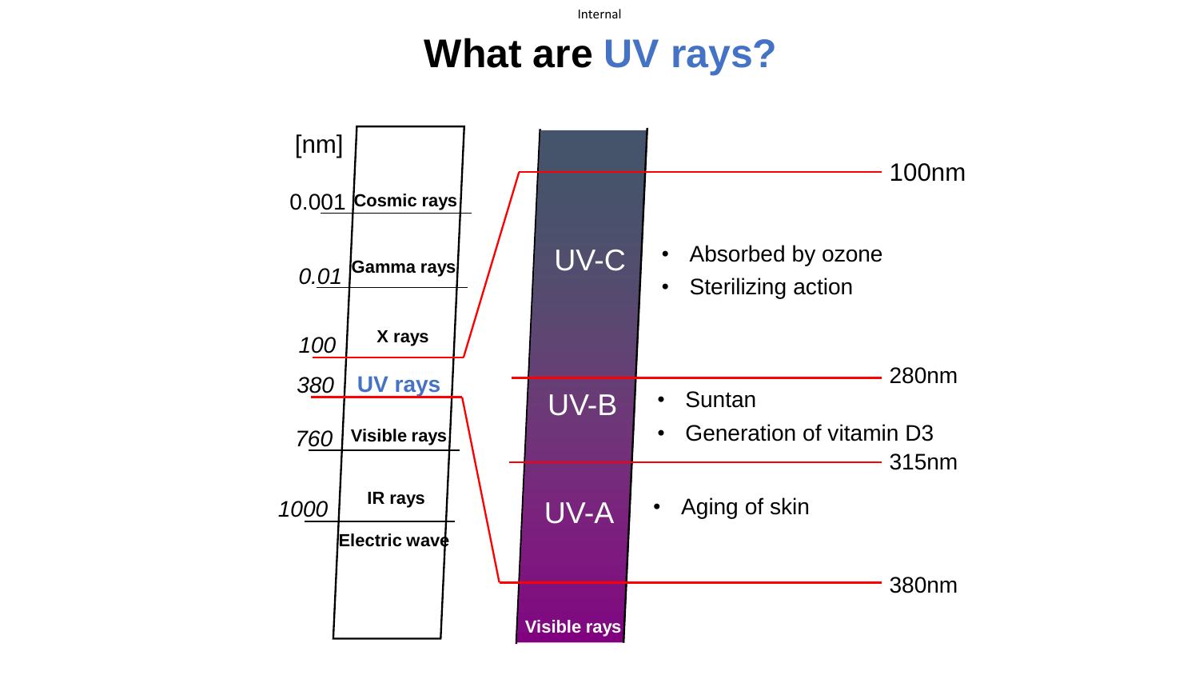# What are UV rays?

[nm]

| Wavelength | Type |
| --- | --- |
| 0.001 | Cosmic rays |
| 0.01 | Gamma rays |
| 100 | X rays |
| 380 | UV rays |
| 760 | Visible rays |
| 1000 | IR rays |
| | Electric wave |

100nm

**UV-C**

- Absorbed by ozone
- Sterilizing action

280nm

**UV-B**

- Suntan
- Generation of vitamin D3

315nm

**UV-A**

- Aging of skin

380nm

Visible rays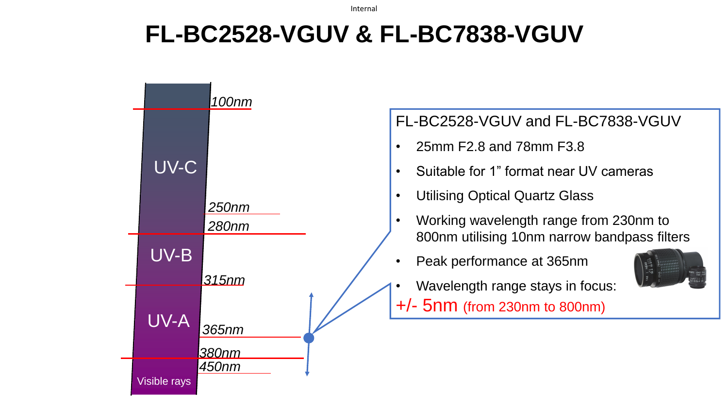# FL-BC2528-VGUV & FL-BC7838-VGUV

- *100nm*
- UV-C
- *250nm*
- *280nm*
- UV-B
- *315nm*
- UV-A
- *365nm*
- *380nm*
- *450nm*
- Visible rays

FL-BC2528-VGUV and FL-BC7838-VGUV

- 25mm F2.8 and 78mm F3.8
- Suitable for 1” format near UV cameras
- Utilising Optical Quartz Glass
- Working wavelength range from 230nm to 800nm utilising 10nm narrow bandpass filters
- Peak performance at 365nm
- Wavelength range stays in focus:

+/- 5nm (from 230nm to 800nm)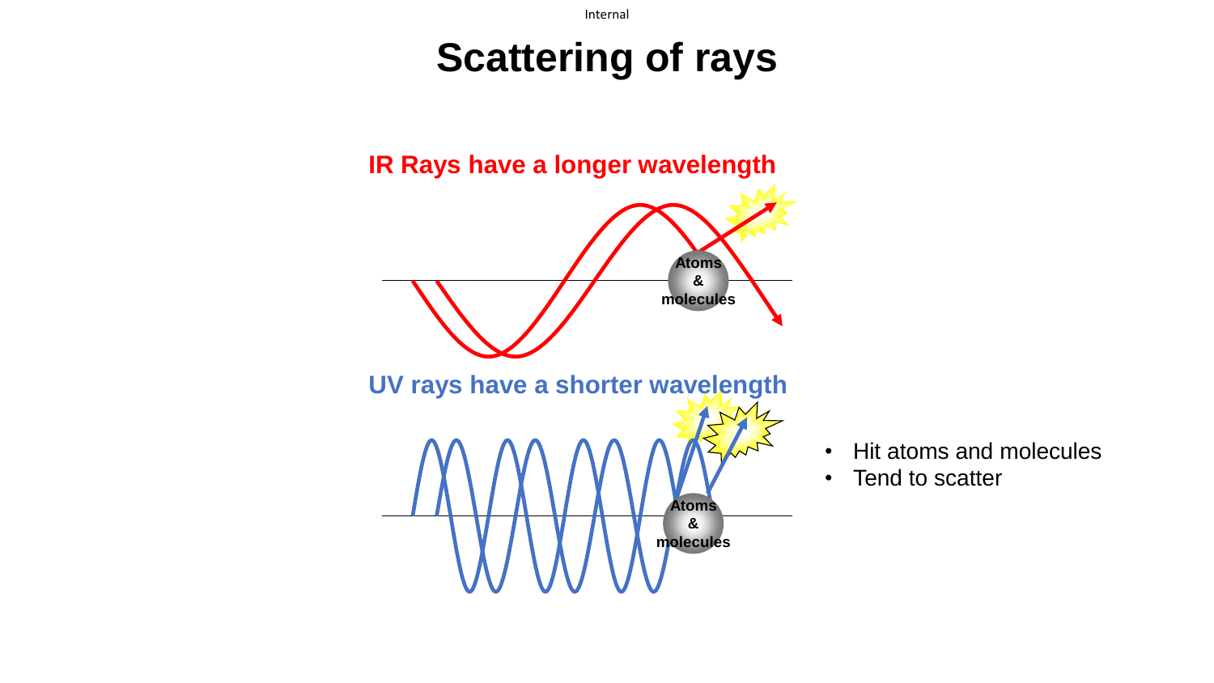# Scattering of rays

**IR Rays have a longer wavelength**

Atoms & molecules

**UV rays have a shorter wavelength**

Atoms & molecules

- Hit atoms and molecules
- Tend to scatter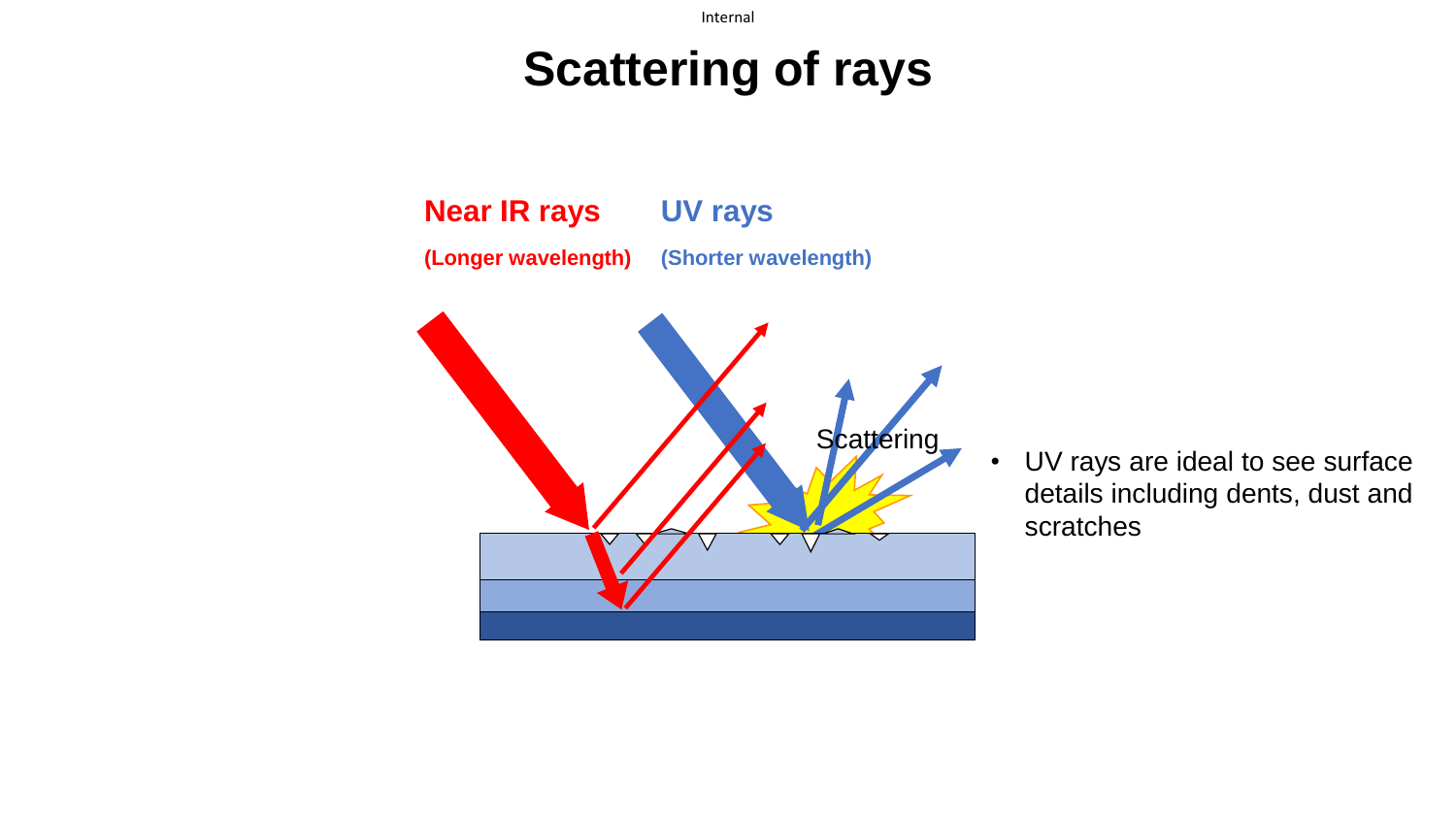# Scattering of rays

Near IR rays

(Longer wavelength)

UV rays

(Shorter wavelength)

Scattering

- UV rays are ideal to see surface details including dents, dust and scratches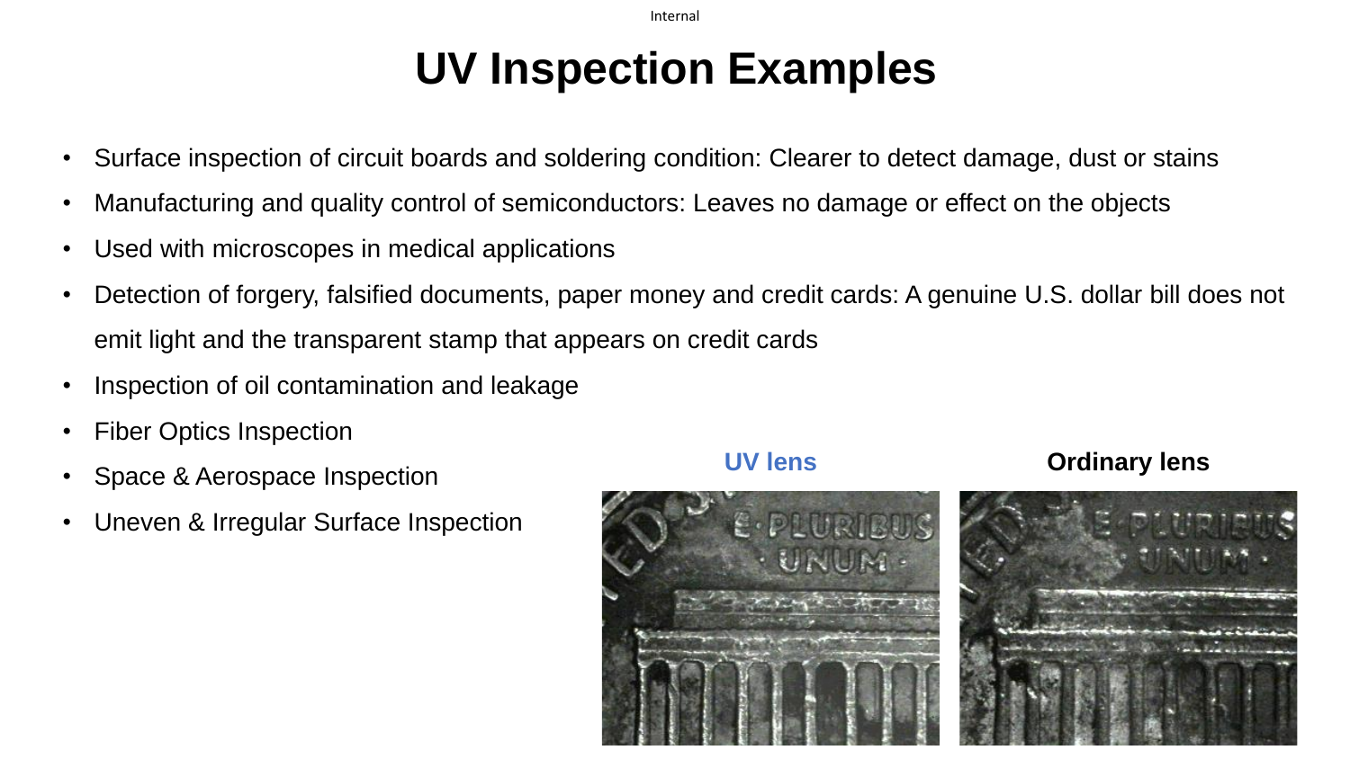# UV Inspection Examples

- Surface inspection of circuit boards and soldering condition: Clearer to detect damage, dust or stains
- Manufacturing and quality control of semiconductors: Leaves no damage or effect on the objects
- Used with microscopes in medical applications
- Detection of forgery, falsified documents, paper money and credit cards: A genuine U.S. dollar bill does not emit light and the transparent stamp that appears on credit cards
- Inspection of oil contamination and leakage
- Fiber Optics Inspection
- Space & Aerospace Inspection
- Uneven & Irregular Surface Inspection

**UV lens**

**Ordinary lens**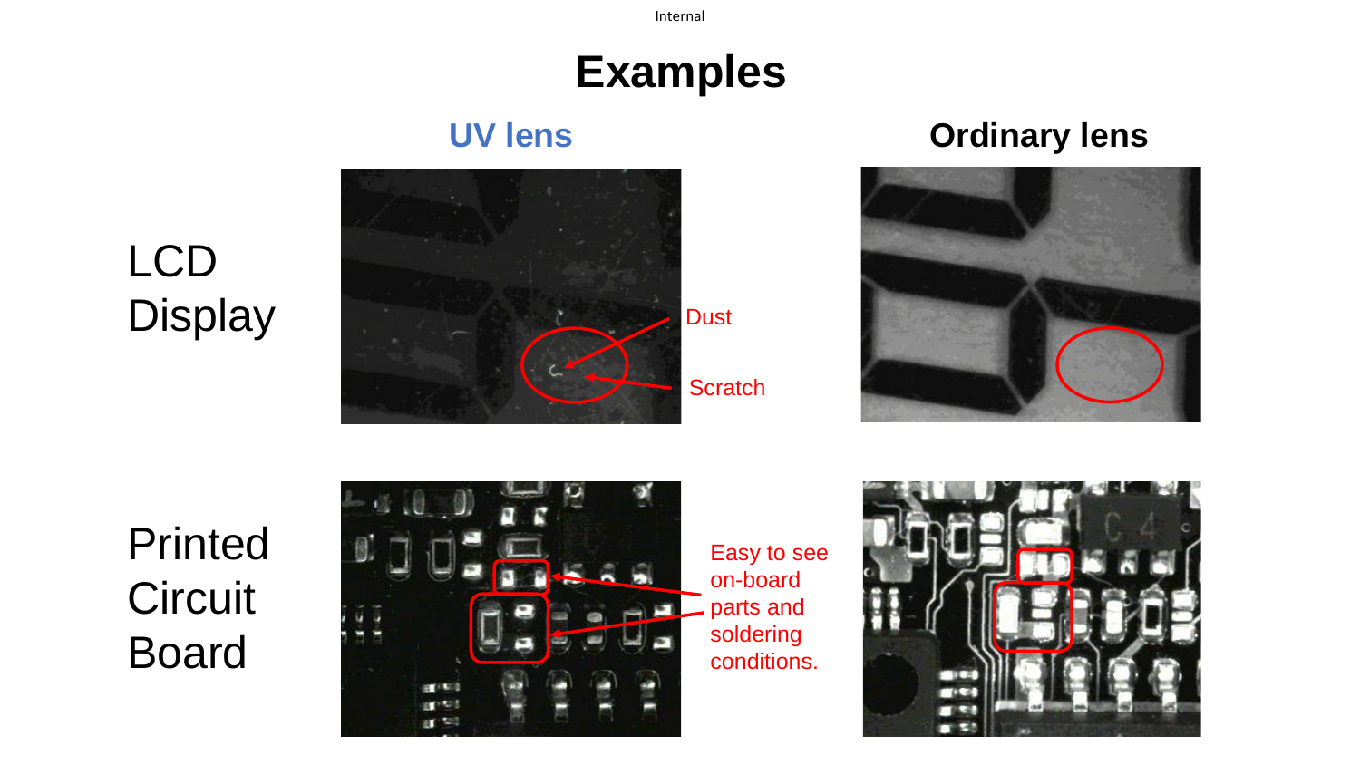# Examples

| | UV lens | Ordinary lens |
| --- | --- | --- |
| LCD Display | Dust<br>Scratch | |
| Printed Circuit Board | Easy to see on-board parts and soldering conditions. | |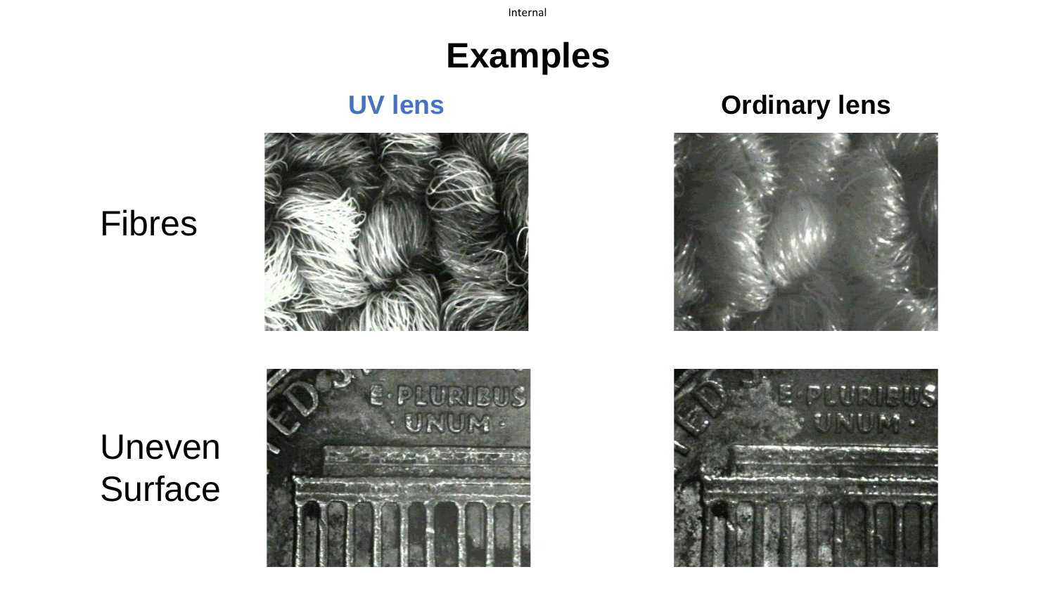# Examples

| | UV lens | Ordinary lens |
|---|---|---|
| Fibres | | |
| Uneven Surface | | |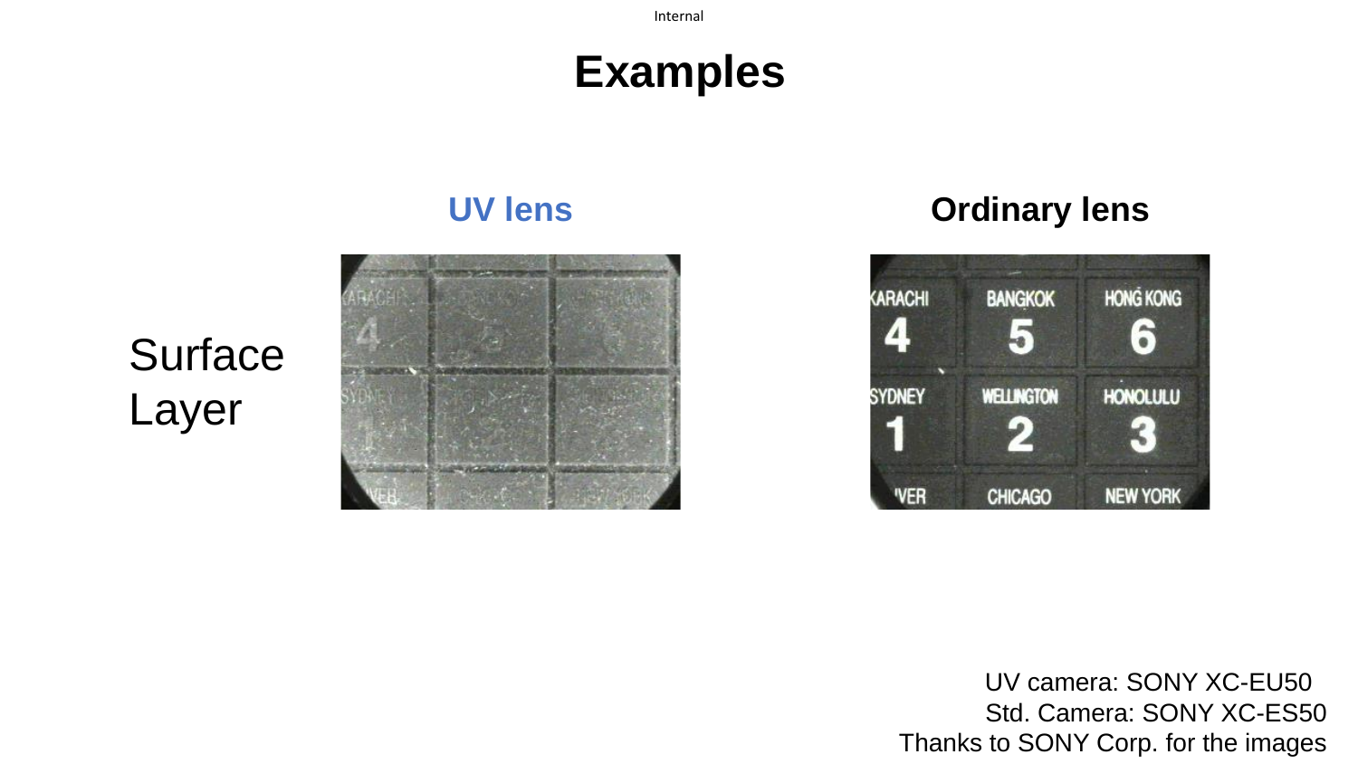# Examples

**UV lens**

**Ordinary lens**

Surface Layer

UV camera: SONY XC-EU50
Std. Camera: SONY XC-ES50
Thanks to SONY Corp. for the images